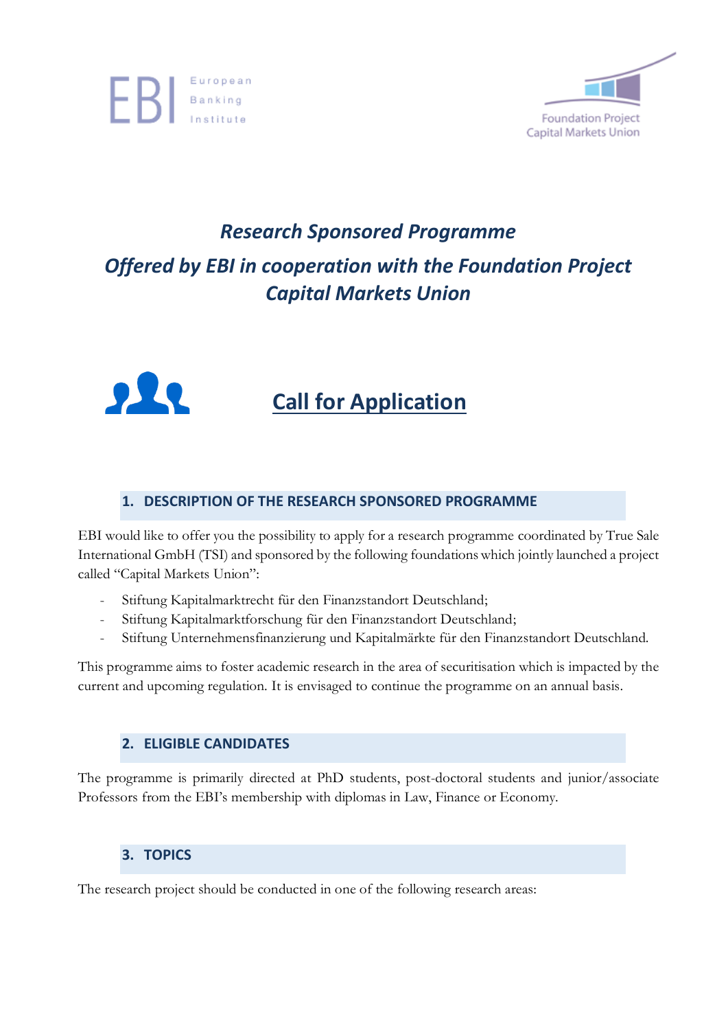European Banking Institute

Foundation Project Capital Markets Union

# *Research Sponsored Programme*

# *Offered by EBI in cooperation with the Foundation Project Capital Markets Union*

## Call for Application

### 1. DESCRIPTION OF THE RESEARCH SPONSORED PROGRAMME

EBI would like to offer you the possibility to apply for a research programme coordinated by True Sale International GmbH (TSI) and sponsored by the following foundations which jointly launched a project called "Capital Markets Union":

- Stiftung Kapitalmarktrecht für den Finanzstandort Deutschland;
- Stiftung Kapitalmarktforschung für den Finanzstandort Deutschland;
- Stiftung Unternehmensfinanzierung und Kapitalmärkte für den Finanzstandort Deutschland.

This programme aims to foster academic research in the area of securitisation which is impacted by the current and upcoming regulation. It is envisaged to continue the programme on an annual basis.

### 2. ELIGIBLE CANDIDATES

The programme is primarily directed at PhD students, post-doctoral students and junior/associate Professors from the EBI's membership with diplomas in Law, Finance or Economy.

### 3. TOPICS

The research project should be conducted in one of the following research areas: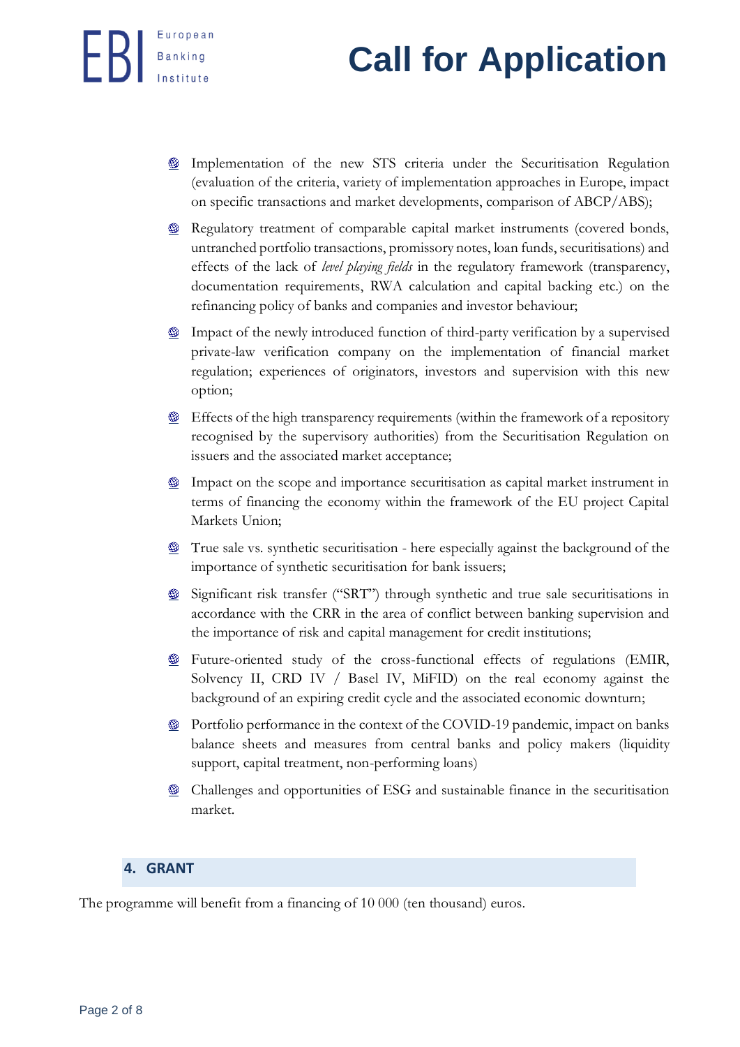- Implementation of the new STS criteria under the Securitisation Regulation (evaluation of the criteria, variety of implementation approaches in Europe, impact on specific transactions and market developments, comparison of ABCP/ABS);
- Regulatory treatment of comparable capital market instruments (covered bonds, untranched portfolio transactions, promissory notes, loan funds, securitisations) and effects of the lack of *level playing fields* in the regulatory framework (transparency, documentation requirements, RWA calculation and capital backing etc.) on the refinancing policy of banks and companies and investor behaviour;
- Impact of the newly introduced function of third-party verification by a supervised private-law verification company on the implementation of financial market regulation; experiences of originators, investors and supervision with this new option;
- Effects of the high transparency requirements (within the framework of a repository recognised by the supervisory authorities) from the Securitisation Regulation on issuers and the associated market acceptance;
- Impact on the scope and importance securitisation as capital market instrument in terms of financing the economy within the framework of the EU project Capital Markets Union;
- True sale vs. synthetic securitisation - here especially against the background of the importance of synthetic securitisation for bank issuers;
- Significant risk transfer ("SRT") through synthetic and true sale securitisations in accordance with the CRR in the area of conflict between banking supervision and the importance of risk and capital management for credit institutions;
- Future-oriented study of the cross-functional effects of regulations (EMIR, Solvency II, CRD IV / Basel IV, MiFID) on the real economy against the background of an expiring credit cycle and the associated economic downturn;
- Portfolio performance in the context of the COVID-19 pandemic, impact on banks balance sheets and measures from central banks and policy makers (liquidity support, capital treatment, non-performing loans)
- Challenges and opportunities of ESG and sustainable finance in the securitisation market.

## 4. GRANT

The programme will benefit from a financing of 10 000 (ten thousand) euros.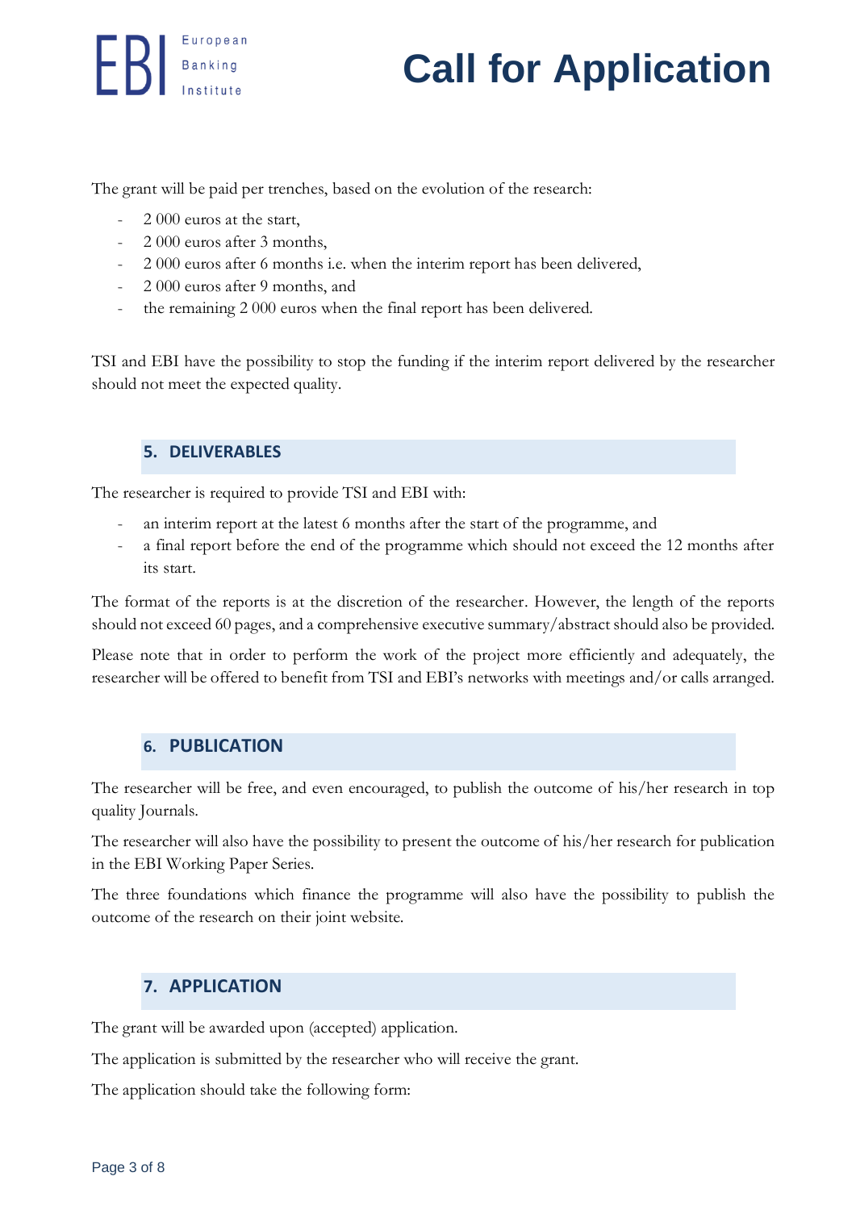The grant will be paid per trenches, based on the evolution of the research:

- 2 000 euros at the start,
- 2 000 euros after 3 months,
- 2 000 euros after 6 months i.e. when the interim report has been delivered,
- 2 000 euros after 9 months, and
- the remaining 2 000 euros when the final report has been delivered.

TSI and EBI have the possibility to stop the funding if the interim report delivered by the researcher should not meet the expected quality.

## 5. DELIVERABLES

The researcher is required to provide TSI and EBI with:

- an interim report at the latest 6 months after the start of the programme, and
- a final report before the end of the programme which should not exceed the 12 months after its start.

The format of the reports is at the discretion of the researcher. However, the length of the reports should not exceed 60 pages, and a comprehensive executive summary/abstract should also be provided.

Please note that in order to perform the work of the project more efficiently and adequately, the researcher will be offered to benefit from TSI and EBI's networks with meetings and/or calls arranged.

## 6. PUBLICATION

The researcher will be free, and even encouraged, to publish the outcome of his/her research in top quality Journals.

The researcher will also have the possibility to present the outcome of his/her research for publication in the EBI Working Paper Series.

The three foundations which finance the programme will also have the possibility to publish the outcome of the research on their joint website.

## 7. APPLICATION

The grant will be awarded upon (accepted) application.

The application is submitted by the researcher who will receive the grant.

The application should take the following form: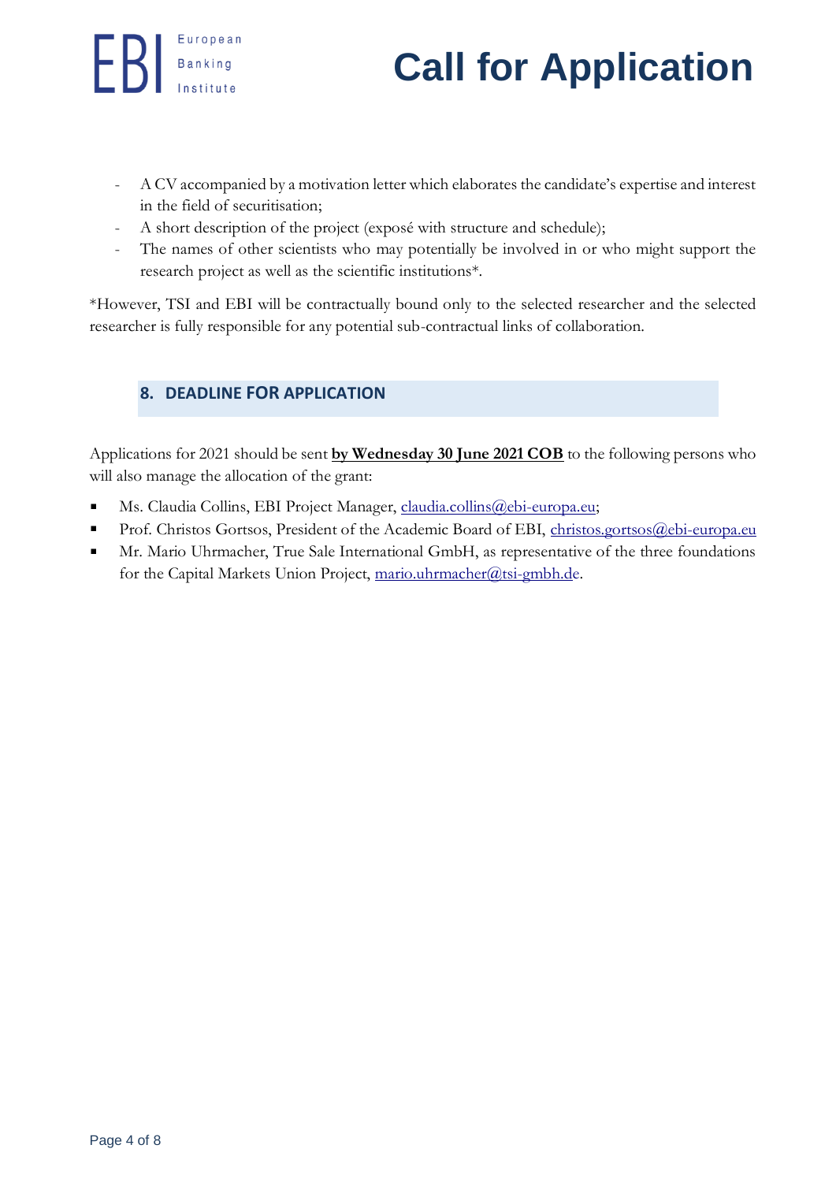- A CV accompanied by a motivation letter which elaborates the candidate's expertise and interest in the field of securitisation;
- A short description of the project (exposé with structure and schedule);
- The names of other scientists who may potentially be involved in or who might support the research project as well as the scientific institutions*.

*However, TSI and EBI will be contractually bound only to the selected researcher and the selected researcher is fully responsible for any potential sub-contractual links of collaboration.

## 8. DEADLINE FOR APPLICATION

Applications for 2021 should be sent **by Wednesday 30 June 2021 COB** to the following persons who will also manage the allocation of the grant:

- Ms. Claudia Collins, EBI Project Manager, claudia.collins@ebi-europa.eu;
- Prof. Christos Gortsos, President of the Academic Board of EBI, christos.gortsos@ebi-europa.eu
- Mr. Mario Uhrmacher, True Sale International GmbH, as representative of the three foundations for the Capital Markets Union Project, mario.uhrmacher@tsi-gmbh.de.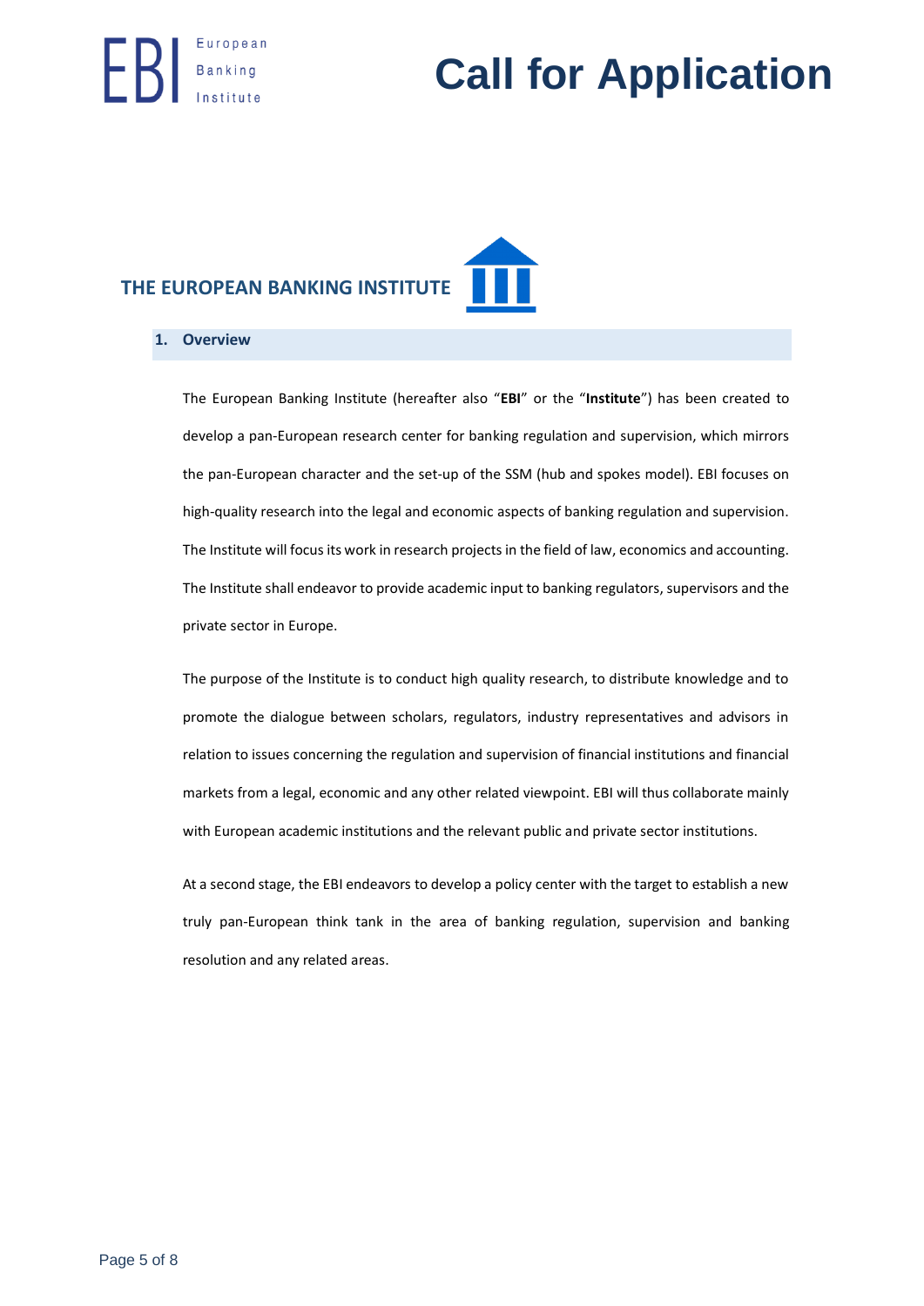# Call for Application

## THE EUROPEAN BANKING INSTITUTE

### 1. Overview

The European Banking Institute (hereafter also "**EBI**" or the "**Institute**") has been created to develop a pan-European research center for banking regulation and supervision, which mirrors the pan-European character and the set-up of the SSM (hub and spokes model). EBI focuses on high-quality research into the legal and economic aspects of banking regulation and supervision. The Institute will focus its work in research projects in the field of law, economics and accounting. The Institute shall endeavor to provide academic input to banking regulators, supervisors and the private sector in Europe.

The purpose of the Institute is to conduct high quality research, to distribute knowledge and to promote the dialogue between scholars, regulators, industry representatives and advisors in relation to issues concerning the regulation and supervision of financial institutions and financial markets from a legal, economic and any other related viewpoint. EBI will thus collaborate mainly with European academic institutions and the relevant public and private sector institutions.

At a second stage, the EBI endeavors to develop a policy center with the target to establish a new truly pan-European think tank in the area of banking regulation, supervision and banking resolution and any related areas.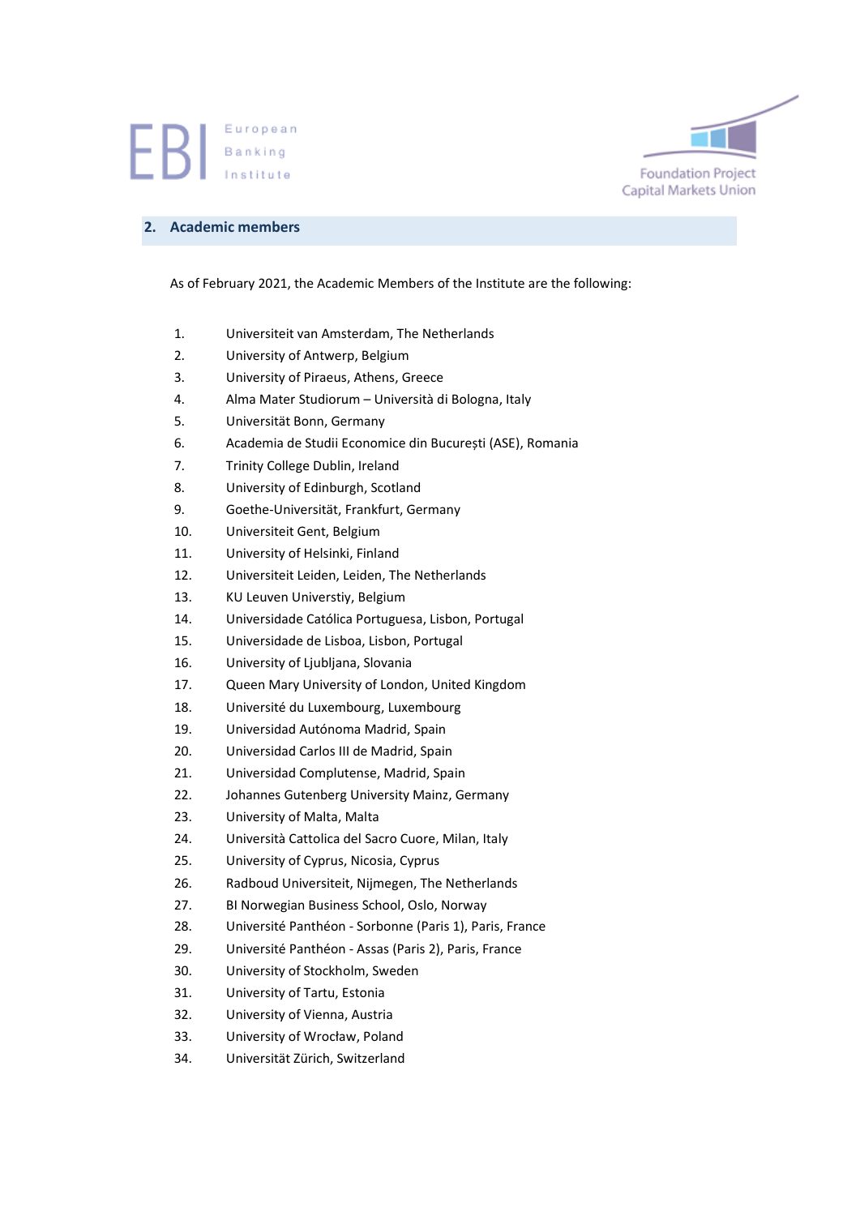## 2. Academic members

As of February 2021, the Academic Members of the Institute are the following:

1. Universiteit van Amsterdam, The Netherlands
2. University of Antwerp, Belgium
3. University of Piraeus, Athens, Greece
4. Alma Mater Studiorum – Università di Bologna, Italy
5. Universität Bonn, Germany
6. Academia de Studii Economice din București (ASE), Romania
7. Trinity College Dublin, Ireland
8. University of Edinburgh, Scotland
9. Goethe-Universität, Frankfurt, Germany
10. Universiteit Gent, Belgium
11. University of Helsinki, Finland
12. Universiteit Leiden, Leiden, The Netherlands
13. KU Leuven Universtiy, Belgium
14. Universidade Católica Portuguesa, Lisbon, Portugal
15. Universidade de Lisboa, Lisbon, Portugal
16. University of Ljubljana, Slovania
17. Queen Mary University of London, United Kingdom
18. Université du Luxembourg, Luxembourg
19. Universidad Autónoma Madrid, Spain
20. Universidad Carlos III de Madrid, Spain
21. Universidad Complutense, Madrid, Spain
22. Johannes Gutenberg University Mainz, Germany
23. University of Malta, Malta
24. Università Cattolica del Sacro Cuore, Milan, Italy
25. University of Cyprus, Nicosia, Cyprus
26. Radboud Universiteit, Nijmegen, The Netherlands
27. BI Norwegian Business School, Oslo, Norway
28. Université Panthéon - Sorbonne (Paris 1), Paris, France
29. Université Panthéon - Assas (Paris 2), Paris, France
30. University of Stockholm, Sweden
31. University of Tartu, Estonia
32. University of Vienna, Austria
33. University of Wrocław, Poland
34. Universität Zürich, Switzerland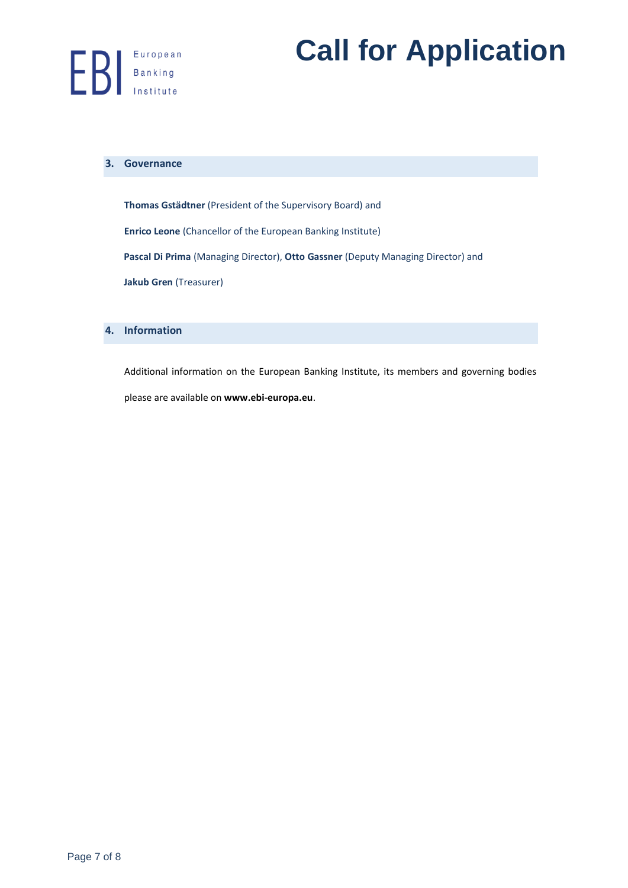## 3. Governance

**Thomas Gstädtner** (President of the Supervisory Board) and

**Enrico Leone** (Chancellor of the European Banking Institute)

**Pascal Di Prima** (Managing Director), **Otto Gassner** (Deputy Managing Director) and

**Jakub Gren** (Treasurer)

## 4. Information

Additional information on the European Banking Institute, its members and governing bodies please are available on **www.ebi-europa.eu**.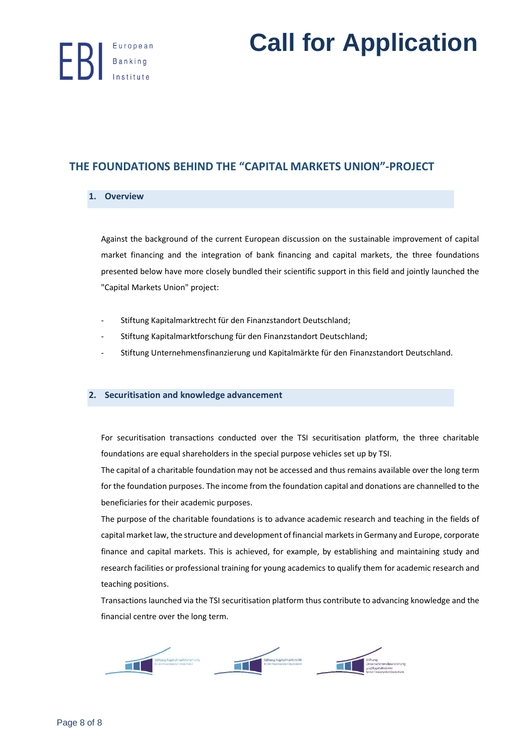# Call for Application

## THE FOUNDATIONS BEHIND THE "CAPITAL MARKETS UNION"-PROJECT

### 1. Overview

Against the background of the current European discussion on the sustainable improvement of capital market financing and the integration of bank financing and capital markets, the three foundations presented below have more closely bundled their scientific support in this field and jointly launched the "Capital Markets Union" project:

- Stiftung Kapitalmarktrecht für den Finanzstandort Deutschland;
- Stiftung Kapitalmarktforschung für den Finanzstandort Deutschland;
- Stiftung Unternehmensfinanzierung und Kapitalmärkte für den Finanzstandort Deutschland.

### 2. Securitisation and knowledge advancement

For securitisation transactions conducted over the TSI securitisation platform, the three charitable foundations are equal shareholders in the special purpose vehicles set up by TSI.

The capital of a charitable foundation may not be accessed and thus remains available over the long term for the foundation purposes. The income from the foundation capital and donations are channelled to the beneficiaries for their academic purposes.

The purpose of the charitable foundations is to advance academic research and teaching in the fields of capital market law, the structure and development of financial markets in Germany and Europe, corporate finance and capital markets. This is achieved, for example, by establishing and maintaining study and research facilities or professional training for young academics to qualify them for academic research and teaching positions.

Transactions launched via the TSI securitisation platform thus contribute to advancing knowledge and the financial centre over the long term.